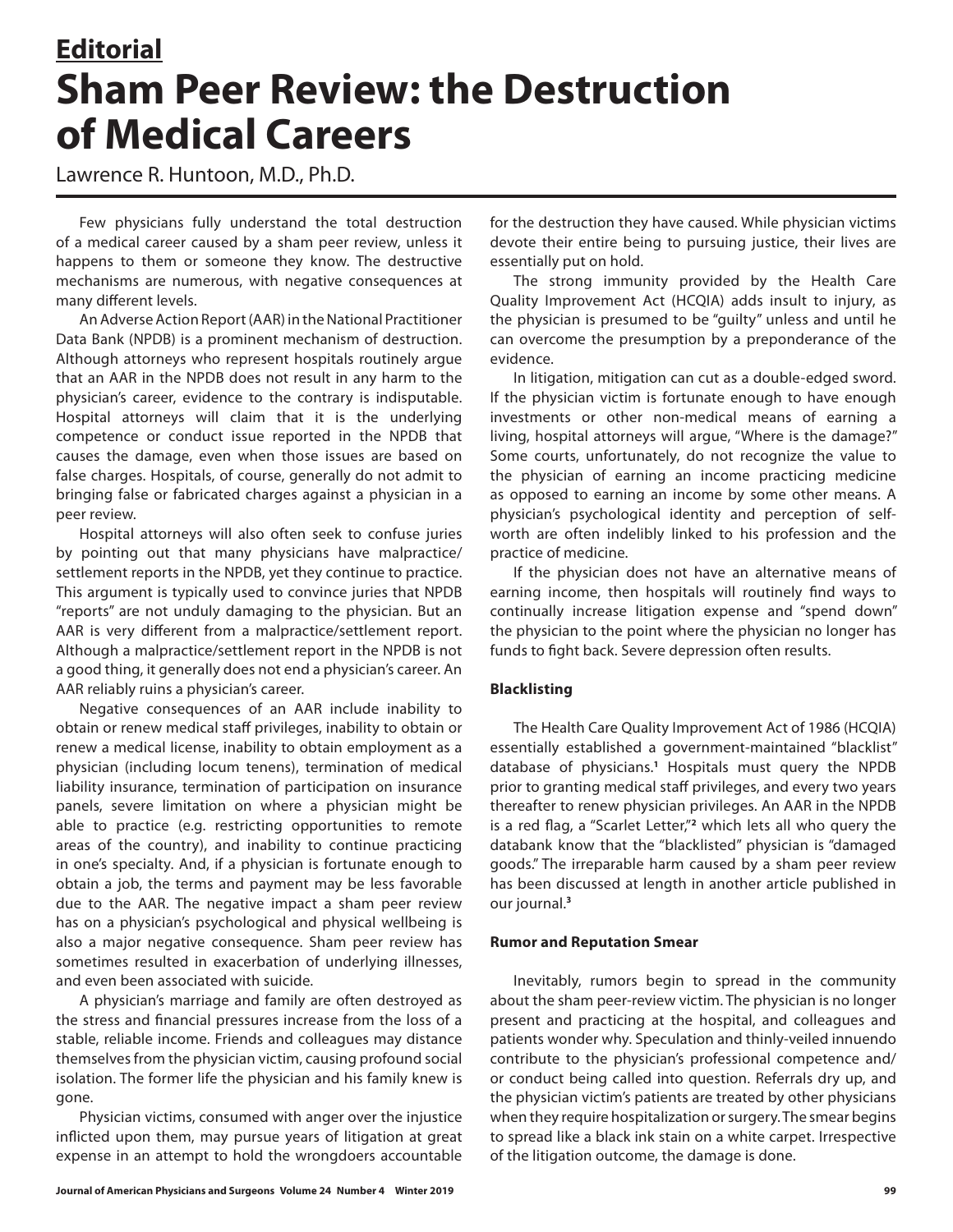**Editorial**

# Sham Peer Review: the Destruction of Medical Careers

Lawrence R. Huntoon, M.D., Ph.D.

Few physicians fully understand the total destruction of a medical career caused by a sham peer review, unless it happens to them or someone they know. The destructive mechanisms are numerous, with negative consequences at many different levels.

An Adverse Action Report (AAR) in the National Practitioner Data Bank (NPDB) is a prominent mechanism of destruction. Although attorneys who represent hospitals routinely argue that an AAR in the NPDB does not result in any harm to the physician's career, evidence to the contrary is indisputable. Hospital attorneys will claim that it is the underlying competence or conduct issue reported in the NPDB that causes the damage, even when those issues are based on false charges. Hospitals, of course, generally do not admit to bringing false or fabricated charges against a physician in a peer review.

Hospital attorneys will also often seek to confuse juries by pointing out that many physicians have malpractice/settlement reports in the NPDB, yet they continue to practice. This argument is typically used to convince juries that NPDB "reports" are not unduly damaging to the physician. But an AAR is very different from a malpractice/settlement report. Although a malpractice/settlement report in the NPDB is not a good thing, it generally does not end a physician's career. An AAR reliably ruins a physician's career.

Negative consequences of an AAR include inability to obtain or renew medical staff privileges, inability to obtain or renew a medical license, inability to obtain employment as a physician (including locum tenens), termination of medical liability insurance, termination of participation on insurance panels, severe limitation on where a physician might be able to practice (e.g. restricting opportunities to remote areas of the country), and inability to continue practicing in one's specialty. And, if a physician is fortunate enough to obtain a job, the terms and payment may be less favorable due to the AAR. The negative impact a sham peer review has on a physician's psychological and physical wellbeing is also a major negative consequence. Sham peer review has sometimes resulted in exacerbation of underlying illnesses, and even been associated with suicide.

A physician's marriage and family are often destroyed as the stress and financial pressures increase from the loss of a stable, reliable income. Friends and colleagues may distance themselves from the physician victim, causing profound social isolation. The former life the physician and his family knew is gone.

Physician victims, consumed with anger over the injustice inflicted upon them, may pursue years of litigation at great expense in an attempt to hold the wrongdoers accountable for the destruction they have caused. While physician victims devote their entire being to pursuing justice, their lives are essentially put on hold.

The strong immunity provided by the Health Care Quality Improvement Act (HCQIA) adds insult to injury, as the physician is presumed to be "guilty" unless and until he can overcome the presumption by a preponderance of the evidence.

In litigation, mitigation can cut as a double-edged sword. If the physician victim is fortunate enough to have enough investments or other non-medical means of earning a living, hospital attorneys will argue, "Where is the damage?" Some courts, unfortunately, do not recognize the value to the physician of earning an income practicing medicine as opposed to earning an income by some other means. A physician's psychological identity and perception of self-worth are often indelibly linked to his profession and the practice of medicine.

If the physician does not have an alternative means of earning income, then hospitals will routinely find ways to continually increase litigation expense and "spend down" the physician to the point where the physician no longer has funds to fight back. Severe depression often results.

### Blacklisting

The Health Care Quality Improvement Act of 1986 (HCQIA) essentially established a government-maintained "blacklist" database of physicians.[1] Hospitals must query the NPDB prior to granting medical staff privileges, and every two years thereafter to renew physician privileges. An AAR in the NPDB is a red flag, a "Scarlet Letter,"[2] which lets all who query the databank know that the "blacklisted" physician is "damaged goods." The irreparable harm caused by a sham peer review has been discussed at length in another article published in our journal.[3]

### Rumor and Reputation Smear

Inevitably, rumors begin to spread in the community about the sham peer-review victim. The physician is no longer present and practicing at the hospital, and colleagues and patients wonder why. Speculation and thinly-veiled innuendo contribute to the physician's professional competence and/or conduct being called into question. Referrals dry up, and the physician victim's patients are treated by other physicians when they require hospitalization or surgery. The smear begins to spread like a black ink stain on a white carpet. Irrespective of the litigation outcome, the damage is done.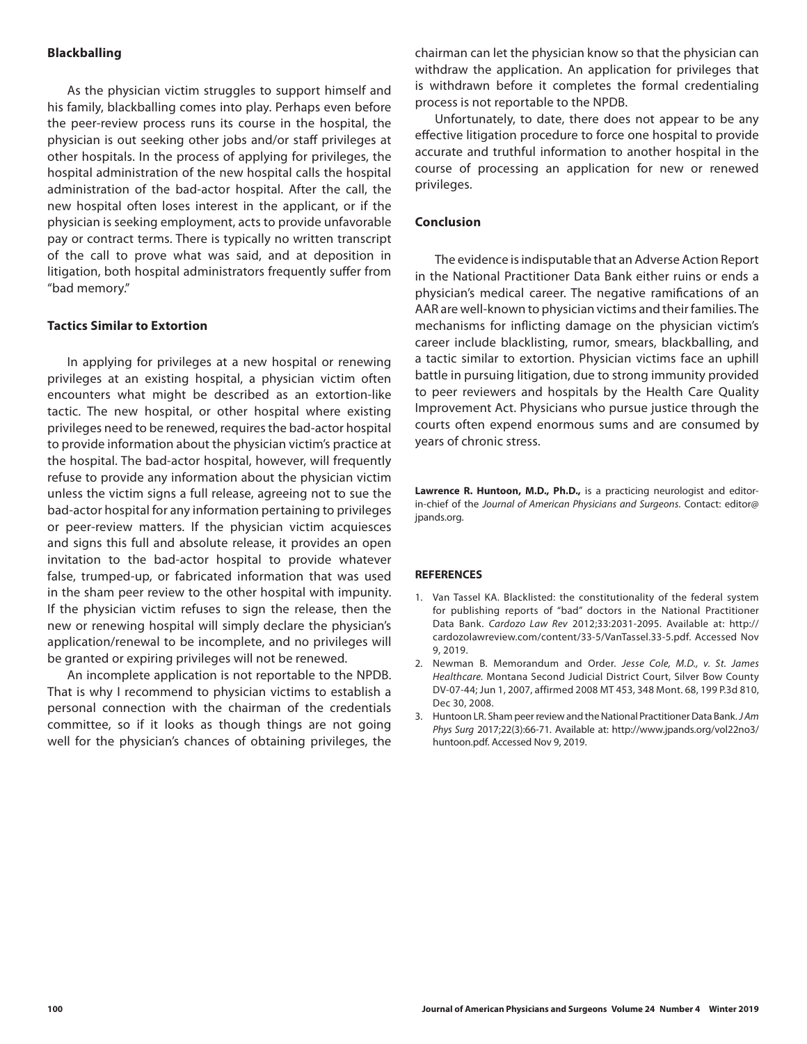## Blackballing

As the physician victim struggles to support himself and his family, blackballing comes into play. Perhaps even before the peer-review process runs its course in the hospital, the physician is out seeking other jobs and/or staff privileges at other hospitals. In the process of applying for privileges, the hospital administration of the new hospital calls the hospital administration of the bad-actor hospital. After the call, the new hospital often loses interest in the applicant, or if the physician is seeking employment, acts to provide unfavorable pay or contract terms. There is typically no written transcript of the call to prove what was said, and at deposition in litigation, both hospital administrators frequently suffer from "bad memory."

## Tactics Similar to Extortion

In applying for privileges at a new hospital or renewing privileges at an existing hospital, a physician victim often encounters what might be described as an extortion-like tactic. The new hospital, or other hospital where existing privileges need to be renewed, requires the bad-actor hospital to provide information about the physician victim's practice at the hospital. The bad-actor hospital, however, will frequently refuse to provide any information about the physician victim unless the victim signs a full release, agreeing not to sue the bad-actor hospital for any information pertaining to privileges or peer-review matters. If the physician victim acquiesces and signs this full and absolute release, it provides an open invitation to the bad-actor hospital to provide whatever false, trumped-up, or fabricated information that was used in the sham peer review to the other hospital with impunity. If the physician victim refuses to sign the release, then the new or renewing hospital will simply declare the physician's application/renewal to be incomplete, and no privileges will be granted or expiring privileges will not be renewed.

An incomplete application is not reportable to the NPDB. That is why I recommend to physician victims to establish a personal connection with the chairman of the credentials committee, so if it looks as though things are not going well for the physician's chances of obtaining privileges, the chairman can let the physician know so that the physician can withdraw the application. An application for privileges that is withdrawn before it completes the formal credentialing process is not reportable to the NPDB.

Unfortunately, to date, there does not appear to be any effective litigation procedure to force one hospital to provide accurate and truthful information to another hospital in the course of processing an application for new or renewed privileges.

## Conclusion

The evidence is indisputable that an Adverse Action Report in the National Practitioner Data Bank either ruins or ends a physician's medical career. The negative ramifications of an AAR are well-known to physician victims and their families. The mechanisms for inflicting damage on the physician victim's career include blacklisting, rumor, smears, blackballing, and a tactic similar to extortion. Physician victims face an uphill battle in pursuing litigation, due to strong immunity provided to peer reviewers and hospitals by the Health Care Quality Improvement Act. Physicians who pursue justice through the courts often expend enormous sums and are consumed by years of chronic stress.

**Lawrence R. Huntoon, M.D., Ph.D.,** is a practicing neurologist and editor-in-chief of the *Journal of American Physicians and Surgeons*. Contact: editor@jpands.org.

## REFERENCES

1. Van Tassel KA. Blacklisted: the constitutionality of the federal system for publishing reports of "bad" doctors in the National Practitioner Data Bank. *Cardozo Law Rev* 2012;33:2031-2095. Available at: http://cardozolawreview.com/content/33-5/VanTassel.33-5.pdf. Accessed Nov 9, 2019.
2. Newman B. Memorandum and Order. *Jesse Cole, M.D., v. St. James Healthcare.* Montana Second Judicial District Court, Silver Bow County DV-07-44; Jun 1, 2007, affirmed 2008 MT 453, 348 Mont. 68, 199 P.3d 810, Dec 30, 2008.
3. Huntoon LR. Sham peer review and the National Practitioner Data Bank. *J Am Phys Surg* 2017;22(3):66-71. Available at: http://www.jpands.org/vol22no3/huntoon.pdf. Accessed Nov 9, 2019.